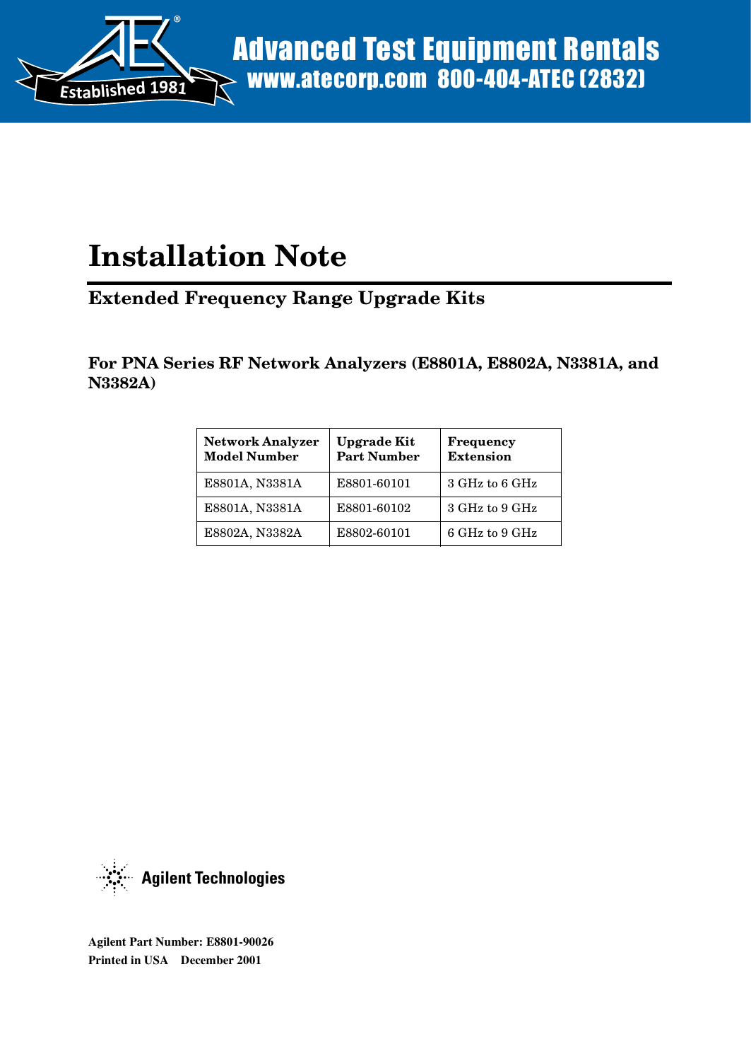Advanced Test Equipment Rentals
www.atecorp.com 800-404-ATEC (2832)

# Installation Note

## Extended Frequency Range Upgrade Kits

**For PNA Series RF Network Analyzers (E8801A, E8802A, N3381A, and N3382A)**

| Network Analyzer Model Number | Upgrade Kit Part Number | Frequency Extension |
|---|---|---|
| E8801A, N3381A | E8801-60101 | 3 GHz to 6 GHz |
| E8801A, N3381A | E8801-60102 | 3 GHz to 9 GHz |
| E8802A, N3382A | E8802-60101 | 6 GHz to 9 GHz |

Agilent Technologies

**Agilent Part Number: E8801-90026**
**Printed in USA December 2001**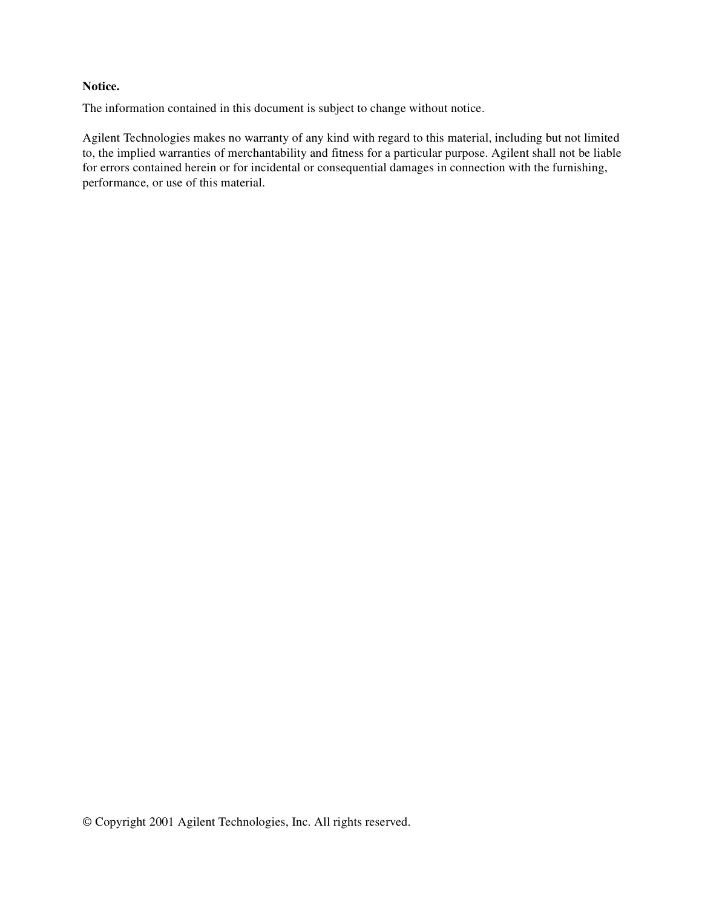**Notice.**

The information contained in this document is subject to change without notice.

Agilent Technologies makes no warranty of any kind with regard to this material, including but not limited to, the implied warranties of merchantability and fitness for a particular purpose. Agilent shall not be liable for errors contained herein or for incidental or consequential damages in connection with the furnishing, performance, or use of this material.

© Copyright 2001 Agilent Technologies, Inc. All rights reserved.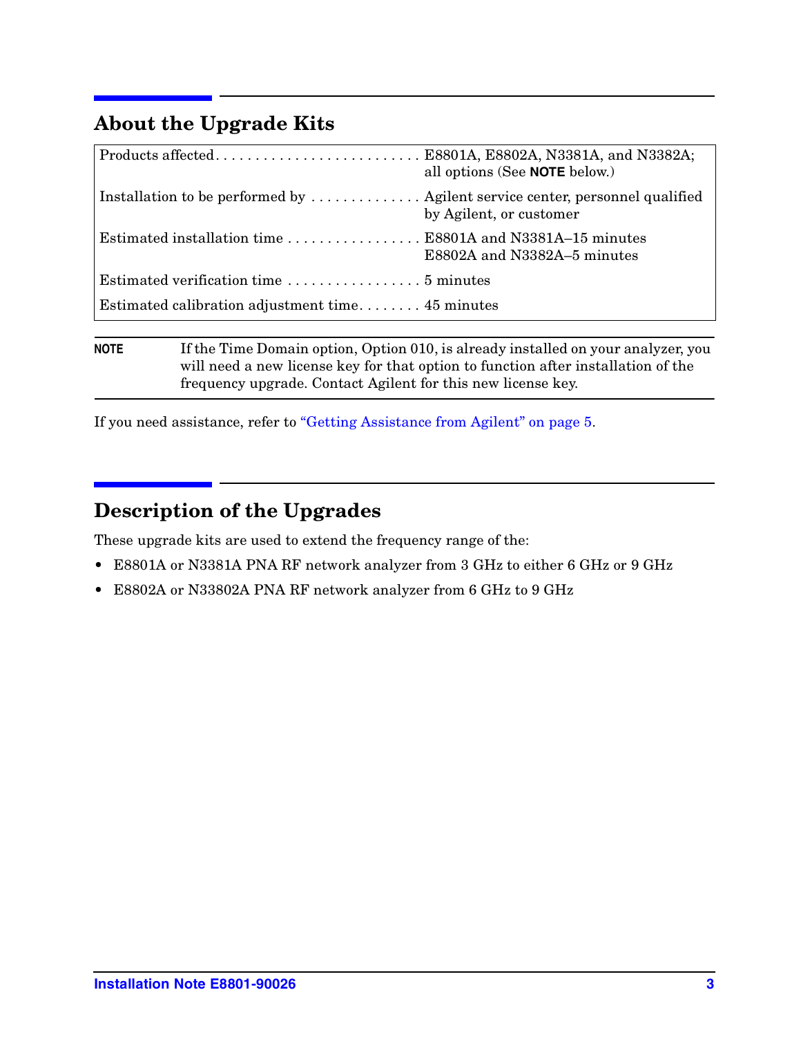## About the Upgrade Kits

| | |
|---|---|
| Products affected | E8801A, E8802A, N3381A, and N3382A; all options (See **NOTE** below.) |
| Installation to be performed by | Agilent service center, personnel qualified by Agilent, or customer |
| Estimated installation time | E8801A and N3381A–15 minutes<br>E8802A and N3382A–5 minutes |
| Estimated verification time | 5 minutes |
| Estimated calibration adjustment time | 45 minutes |

**NOTE** If the Time Domain option, Option 010, is already installed on your analyzer, you will need a new license key for that option to function after installation of the frequency upgrade. Contact Agilent for this new license key.

If you need assistance, refer to "Getting Assistance from Agilent" on page 5.

## Description of the Upgrades

These upgrade kits are used to extend the frequency range of the:

- E8801A or N3381A PNA RF network analyzer from 3 GHz to either 6 GHz or 9 GHz
- E8802A or N33802A PNA RF network analyzer from 6 GHz to 9 GHz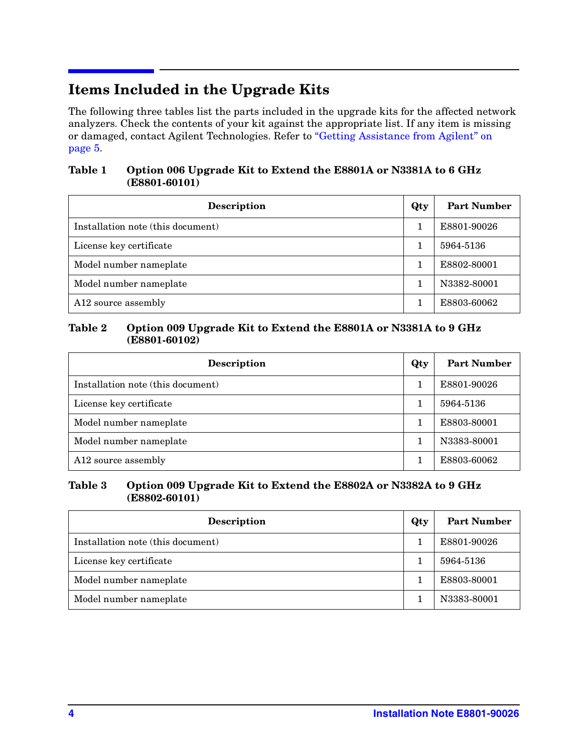## Items Included in the Upgrade Kits

The following three tables list the parts included in the upgrade kits for the affected network analyzers. Check the contents of your kit against the appropriate list. If any item is missing or damaged, contact Agilent Technologies. Refer to "Getting Assistance from Agilent" on page 5.

**Table 1 Option 006 Upgrade Kit to Extend the E8801A or N3381A to 6 GHz (E8801-60101)**

| Description | Qty | Part Number |
|---|---|---|
| Installation note (this document) | 1 | E8801-90026 |
| License key certificate | 1 | 5964-5136 |
| Model number nameplate | 1 | E8802-80001 |
| Model number nameplate | 1 | N3382-80001 |
| A12 source assembly | 1 | E8803-60062 |

**Table 2 Option 009 Upgrade Kit to Extend the E8801A or N3381A to 9 GHz (E8801-60102)**

| Description | Qty | Part Number |
|---|---|---|
| Installation note (this document) | 1 | E8801-90026 |
| License key certificate | 1 | 5964-5136 |
| Model number nameplate | 1 | E8803-80001 |
| Model number nameplate | 1 | N3383-80001 |
| A12 source assembly | 1 | E8803-60062 |

**Table 3 Option 009 Upgrade Kit to Extend the E8802A or N3382A to 9 GHz (E8802-60101)**

| Description | Qty | Part Number |
|---|---|---|
| Installation note (this document) | 1 | E8801-90026 |
| License key certificate | 1 | 5964-5136 |
| Model number nameplate | 1 | E8803-80001 |
| Model number nameplate | 1 | N3383-80001 |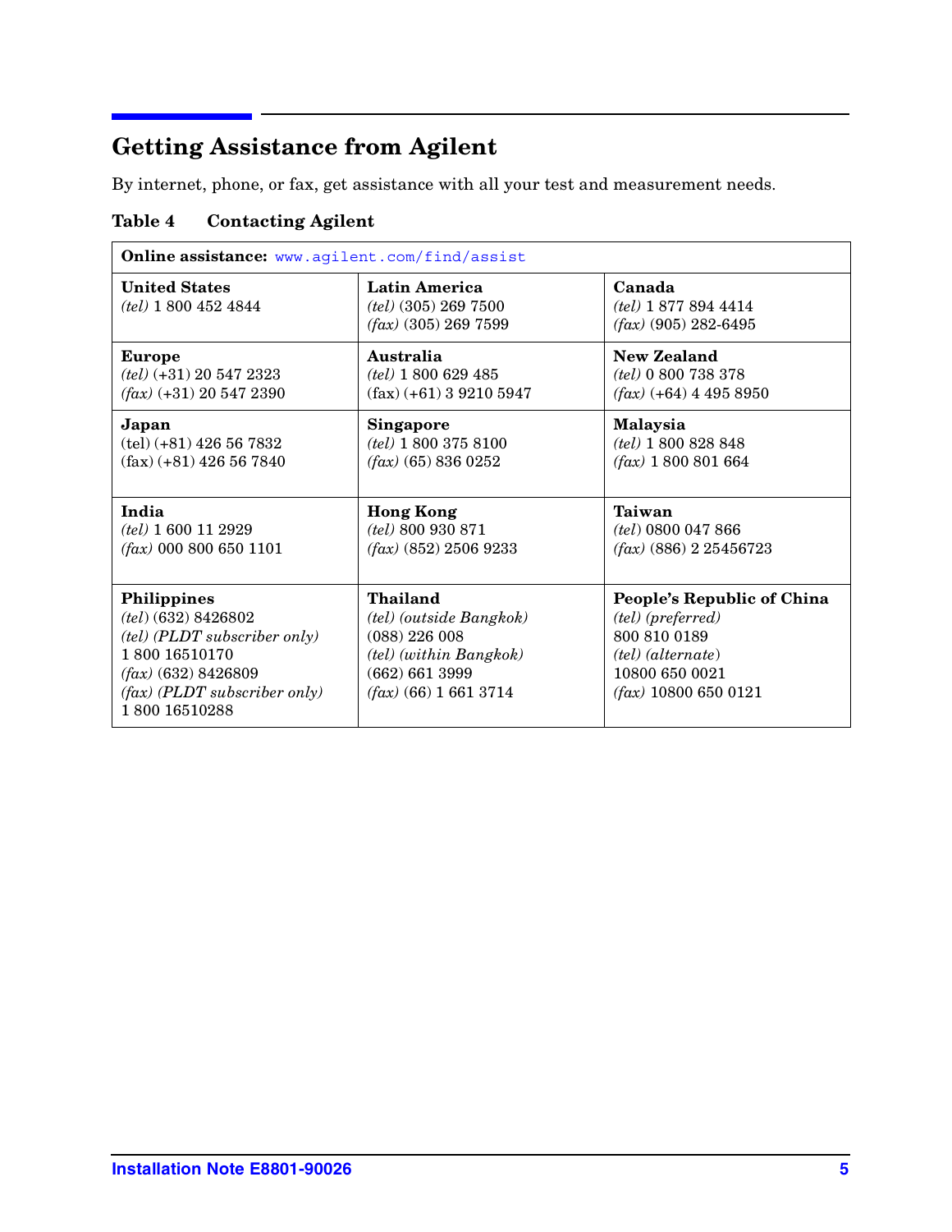## Getting Assistance from Agilent

By internet, phone, or fax, get assistance with all your test and measurement needs.

**Table 4 Contacting Agilent**

| **Online assistance:** www.agilent.com/find/assist | | |
|---|---|---|
| **United States**<br>*(tel)* 1 800 452 4844 | **Latin America**<br>*(tel)* (305) 269 7500<br>*(fax)* (305) 269 7599 | **Canada**<br>*(tel)* 1 877 894 4414<br>*(fax)* (905) 282-6495 |
| **Europe**<br>*(tel)* (+31) 20 547 2323<br>*(fax)* (+31) 20 547 2390 | **Australia**<br>*(tel)* 1 800 629 485<br>(fax) (+61) 3 9210 5947 | **New Zealand**<br>*(tel)* 0 800 738 378<br>*(fax)* (+64) 4 495 8950 |
| **Japan**<br>(tel) (+81) 426 56 7832<br>(fax) (+81) 426 56 7840 | **Singapore**<br>*(tel)* 1 800 375 8100<br>*(fax)* (65) 836 0252 | **Malaysia**<br>*(tel)* 1 800 828 848<br>*(fax)* 1 800 801 664 |
| **India**<br>*(tel)* 1 600 11 2929<br>*(fax)* 000 800 650 1101 | **Hong Kong**<br>*(tel)* 800 930 871<br>*(fax)* (852) 2506 9233 | **Taiwan**<br>*(tel)* 0800 047 866<br>*(fax)* (886) 2 25456723 |
| **Philippines**<br>*(tel)* (632) 8426802<br>*(tel) (PLDT subscriber only)*<br>1 800 16510170<br>*(fax)* (632) 8426809<br>*(fax) (PLDT subscriber only)*<br>1 800 16510288 | **Thailand**<br>*(tel) (outside Bangkok)*<br>(088) 226 008<br>*(tel) (within Bangkok)*<br>(662) 661 3999<br>*(fax)* (66) 1 661 3714 | **People's Republic of China**<br>*(tel) (preferred)*<br>800 810 0189<br>*(tel) (alternate)*<br>10800 650 0021<br>*(fax)* 10800 650 0121 |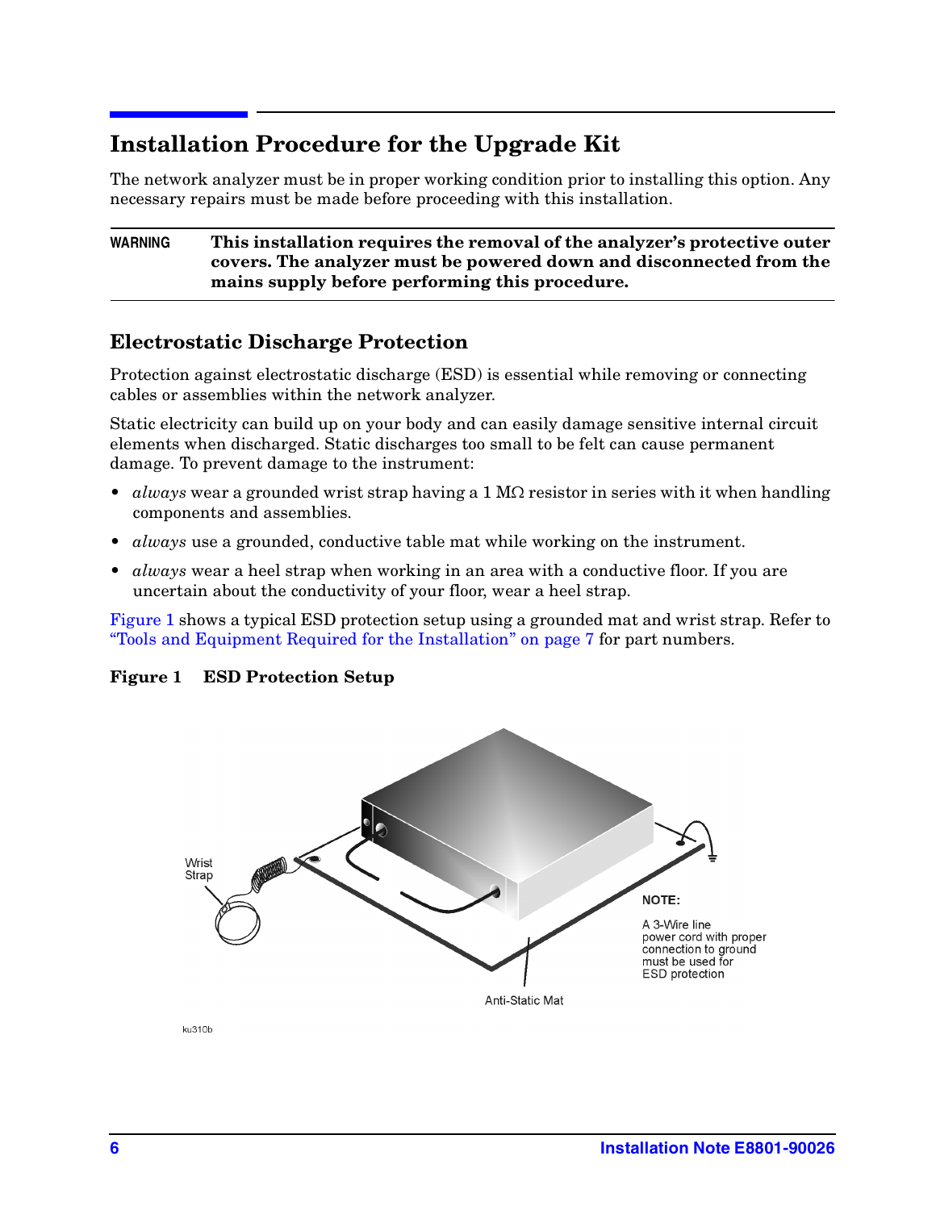## Installation Procedure for the Upgrade Kit

The network analyzer must be in proper working condition prior to installing this option. Any necessary repairs must be made before proceeding with this installation.

**WARNING** **This installation requires the removal of the analyzer's protective outer covers. The analyzer must be powered down and disconnected from the mains supply before performing this procedure.**

### Electrostatic Discharge Protection

Protection against electrostatic discharge (ESD) is essential while removing or connecting cables or assemblies within the network analyzer.

Static electricity can build up on your body and can easily damage sensitive internal circuit elements when discharged. Static discharges too small to be felt can cause permanent damage. To prevent damage to the instrument:

- *always* wear a grounded wrist strap having a 1 MΩ resistor in series with it when handling components and assemblies.
- *always* use a grounded, conductive table mat while working on the instrument.
- *always* wear a heel strap when working in an area with a conductive floor. If you are uncertain about the conductivity of your floor, wear a heel strap.

Figure 1 shows a typical ESD protection setup using a grounded mat and wrist strap. Refer to "Tools and Equipment Required for the Installation" on page 7 for part numbers.

**Figure 1 ESD Protection Setup**

Wrist Strap

NOTE:

A 3-Wire line power cord with proper connection to ground must be used for ESD protection

Anti-Static Mat

ku310b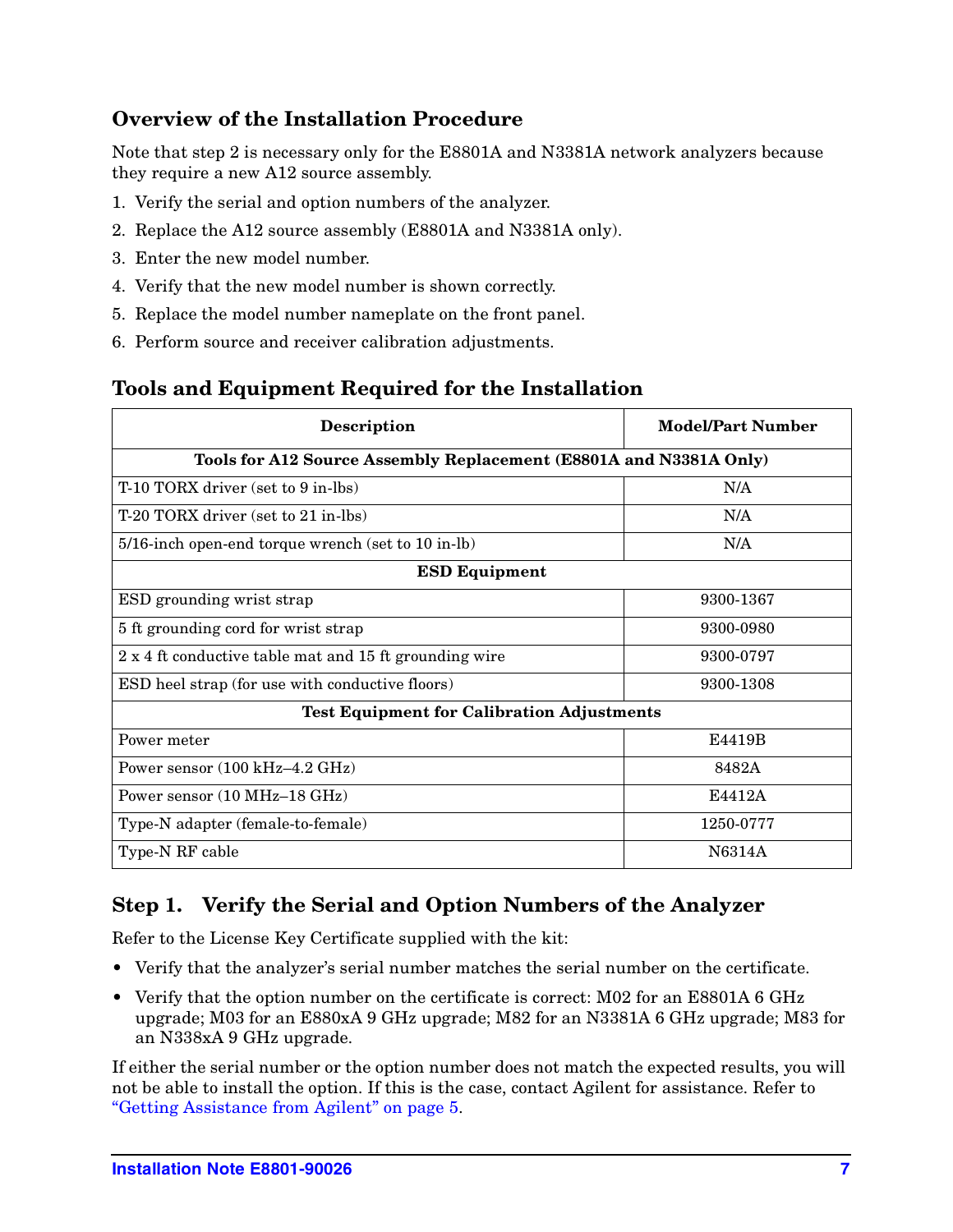## Overview of the Installation Procedure

Note that step 2 is necessary only for the E8801A and N3381A network analyzers because they require a new A12 source assembly.

1. Verify the serial and option numbers of the analyzer.
2. Replace the A12 source assembly (E8801A and N3381A only).
3. Enter the new model number.
4. Verify that the new model number is shown correctly.
5. Replace the model number nameplate on the front panel.
6. Perform source and receiver calibration adjustments.

## Tools and Equipment Required for the Installation

| Description | Model/Part Number |
|---|---|
| **Tools for A12 Source Assembly Replacement (E8801A and N3381A Only)** | |
| T-10 TORX driver (set to 9 in-lbs) | N/A |
| T-20 TORX driver (set to 21 in-lbs) | N/A |
| 5/16-inch open-end torque wrench (set to 10 in-lb) | N/A |
| **ESD Equipment** | |
| ESD grounding wrist strap | 9300-1367 |
| 5 ft grounding cord for wrist strap | 9300-0980 |
| 2 x 4 ft conductive table mat and 15 ft grounding wire | 9300-0797 |
| ESD heel strap (for use with conductive floors) | 9300-1308 |
| **Test Equipment for Calibration Adjustments** | |
| Power meter | E4419B |
| Power sensor (100 kHz–4.2 GHz) | 8482A |
| Power sensor (10 MHz–18 GHz) | E4412A |
| Type-N adapter (female-to-female) | 1250-0777 |
| Type-N RF cable | N6314A |

## Step 1. Verify the Serial and Option Numbers of the Analyzer

Refer to the License Key Certificate supplied with the kit:

- Verify that the analyzer's serial number matches the serial number on the certificate.
- Verify that the option number on the certificate is correct: M02 for an E8801A 6 GHz upgrade; M03 for an E880xA 9 GHz upgrade; M82 for an N3381A 6 GHz upgrade; M83 for an N338xA 9 GHz upgrade.

If either the serial number or the option number does not match the expected results, you will not be able to install the option. If this is the case, contact Agilent for assistance. Refer to "Getting Assistance from Agilent" on page 5.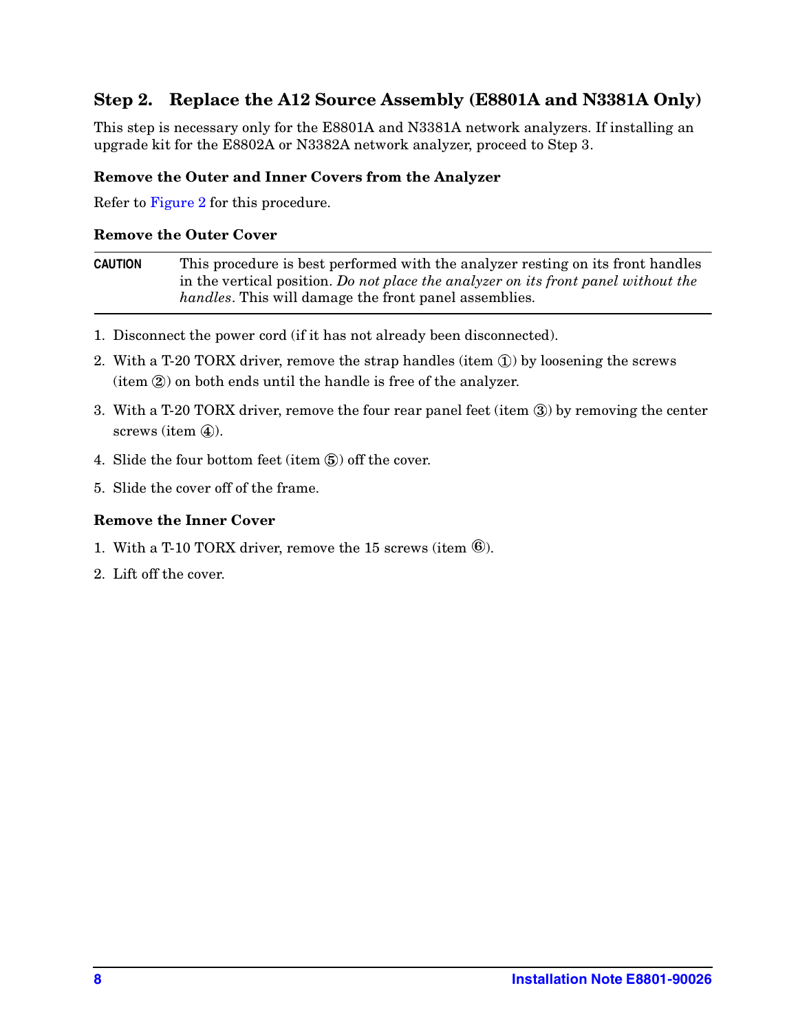## Step 2. Replace the A12 Source Assembly (E8801A and N3381A Only)

This step is necessary only for the E8801A and N3381A network analyzers. If installing an upgrade kit for the E8802A or N3382A network analyzer, proceed to Step 3.

### Remove the Outer and Inner Covers from the Analyzer

Refer to Figure 2 for this procedure.

#### Remove the Outer Cover

**CAUTION** This procedure is best performed with the analyzer resting on its front handles in the vertical position. *Do not place the analyzer on its front panel without the handles*. This will damage the front panel assemblies.

1. Disconnect the power cord (if it has not already been disconnected).
2. With a T-20 TORX driver, remove the strap handles (item ①) by loosening the screws (item ②) on both ends until the handle is free of the analyzer.
3. With a T-20 TORX driver, remove the four rear panel feet (item ③) by removing the center screws (item ④).
4. Slide the four bottom feet (item ⑤) off the cover.
5. Slide the cover off of the frame.

#### Remove the Inner Cover

1. With a T-10 TORX driver, remove the 15 screws (item ⑥).
2. Lift off the cover.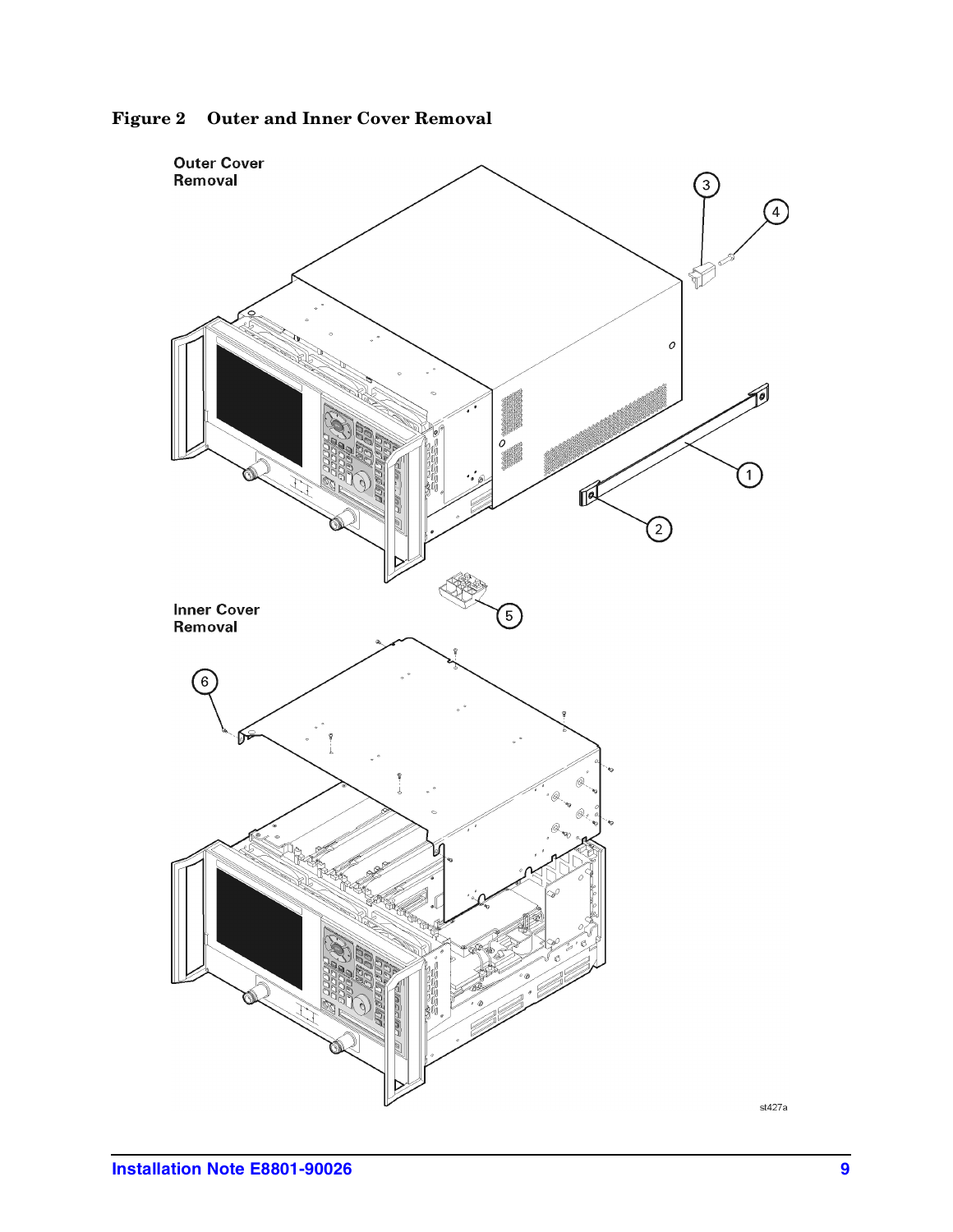**Figure 2 Outer and Inner Cover Removal**

Outer Cover Removal

Inner Cover Removal

1
2
3
4
5
6

st427a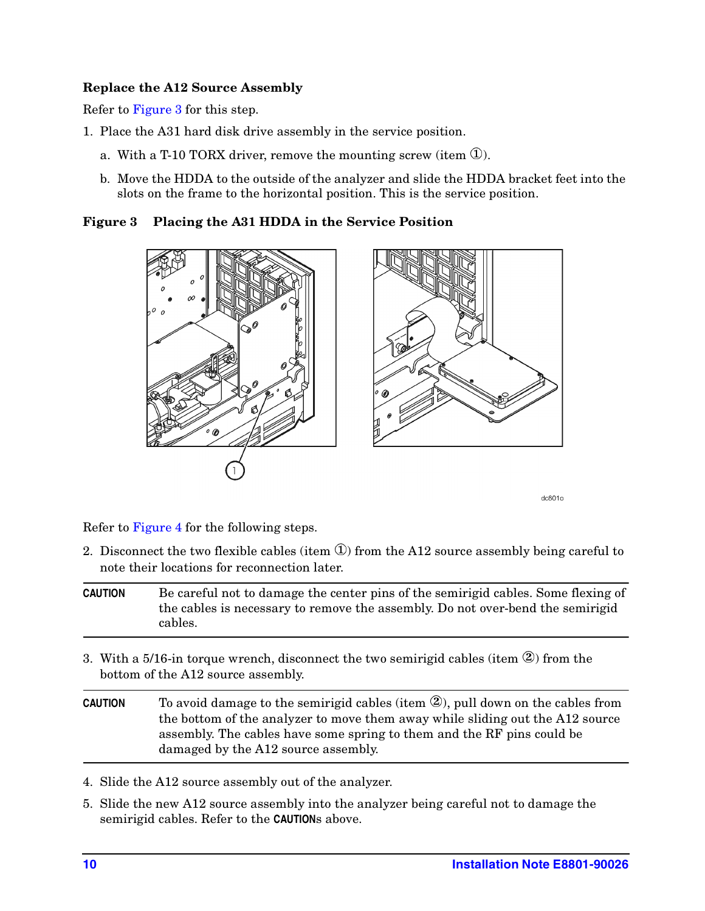### Replace the A12 Source Assembly

Refer to Figure 3 for this step.

1. Place the A31 hard disk drive assembly in the service position.
   a. With a T-10 TORX driver, remove the mounting screw (item ①).
   b. Move the HDDA to the outside of the analyzer and slide the HDDA bracket feet into the slots on the frame to the horizontal position. This is the service position.

**Figure 3 Placing the A31 HDDA in the Service Position**

1

dc801a

Refer to Figure 4 for the following steps.

2. Disconnect the two flexible cables (item ①) from the A12 source assembly being careful to note their locations for reconnection later.

**CAUTION** Be careful not to damage the center pins of the semirigid cables. Some flexing of the cables is necessary to remove the assembly. Do not over-bend the semirigid cables.

3. With a 5/16-in torque wrench, disconnect the two semirigid cables (item ②) from the bottom of the A12 source assembly.

**CAUTION** To avoid damage to the semirigid cables (item ②), pull down on the cables from the bottom of the analyzer to move them away while sliding out the A12 source assembly. The cables have some spring to them and the RF pins could be damaged by the A12 source assembly.

4. Slide the A12 source assembly out of the analyzer.
5. Slide the new A12 source assembly into the analyzer being careful not to damage the semirigid cables. Refer to the **CAUTION**s above.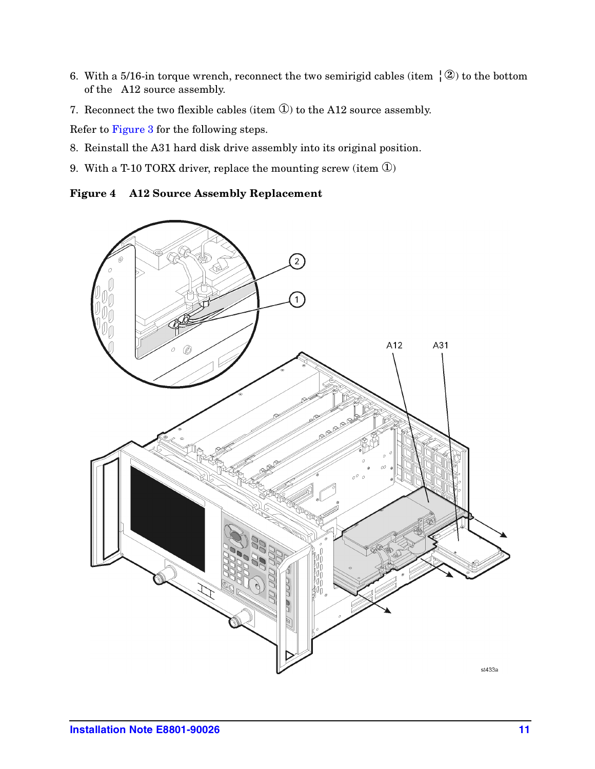6. With a 5/16-in torque wrench, reconnect the two semirigid cables (item ②) to the bottom of the A12 source assembly.
7. Reconnect the two flexible cables (item ①) to the A12 source assembly.

Refer to Figure 3 for the following steps.

8. Reinstall the A31 hard disk drive assembly into its original position.
9. With a T-10 TORX driver, replace the mounting screw (item ①)

**Figure 4 A12 Source Assembly Replacement**

2

1

A12

A31

st433a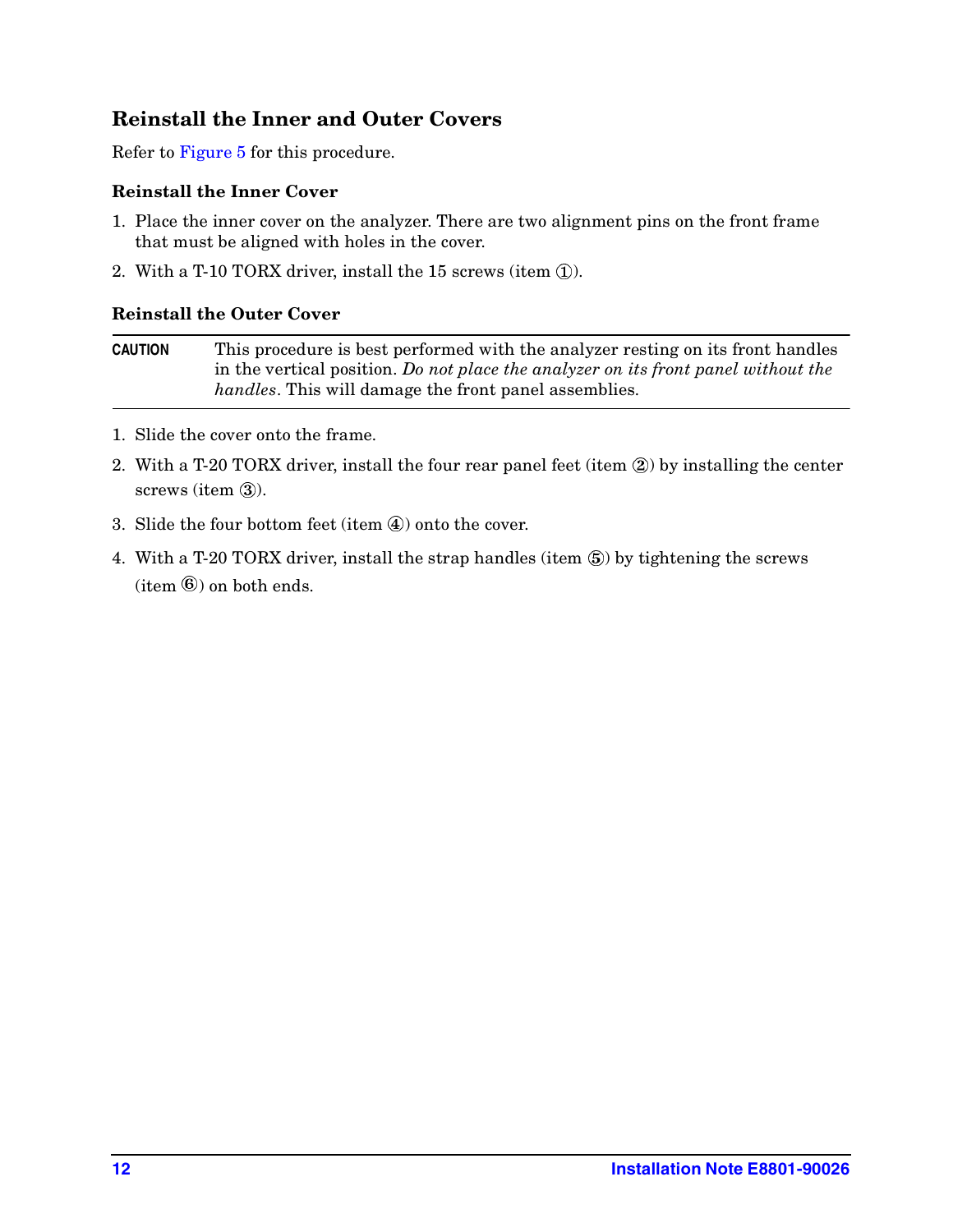## Reinstall the Inner and Outer Covers

Refer to Figure 5 for this procedure.

### Reinstall the Inner Cover

1. Place the inner cover on the analyzer. There are two alignment pins on the front frame that must be aligned with holes in the cover.
2. With a T-10 TORX driver, install the 15 screws (item ①).

### Reinstall the Outer Cover

**CAUTION** This procedure is best performed with the analyzer resting on its front handles in the vertical position. *Do not place the analyzer on its front panel without the handles*. This will damage the front panel assemblies.

1. Slide the cover onto the frame.
2. With a T-20 TORX driver, install the four rear panel feet (item ②) by installing the center screws (item ③).
3. Slide the four bottom feet (item ④) onto the cover.
4. With a T-20 TORX driver, install the strap handles (item ⑤) by tightening the screws (item ⑥) on both ends.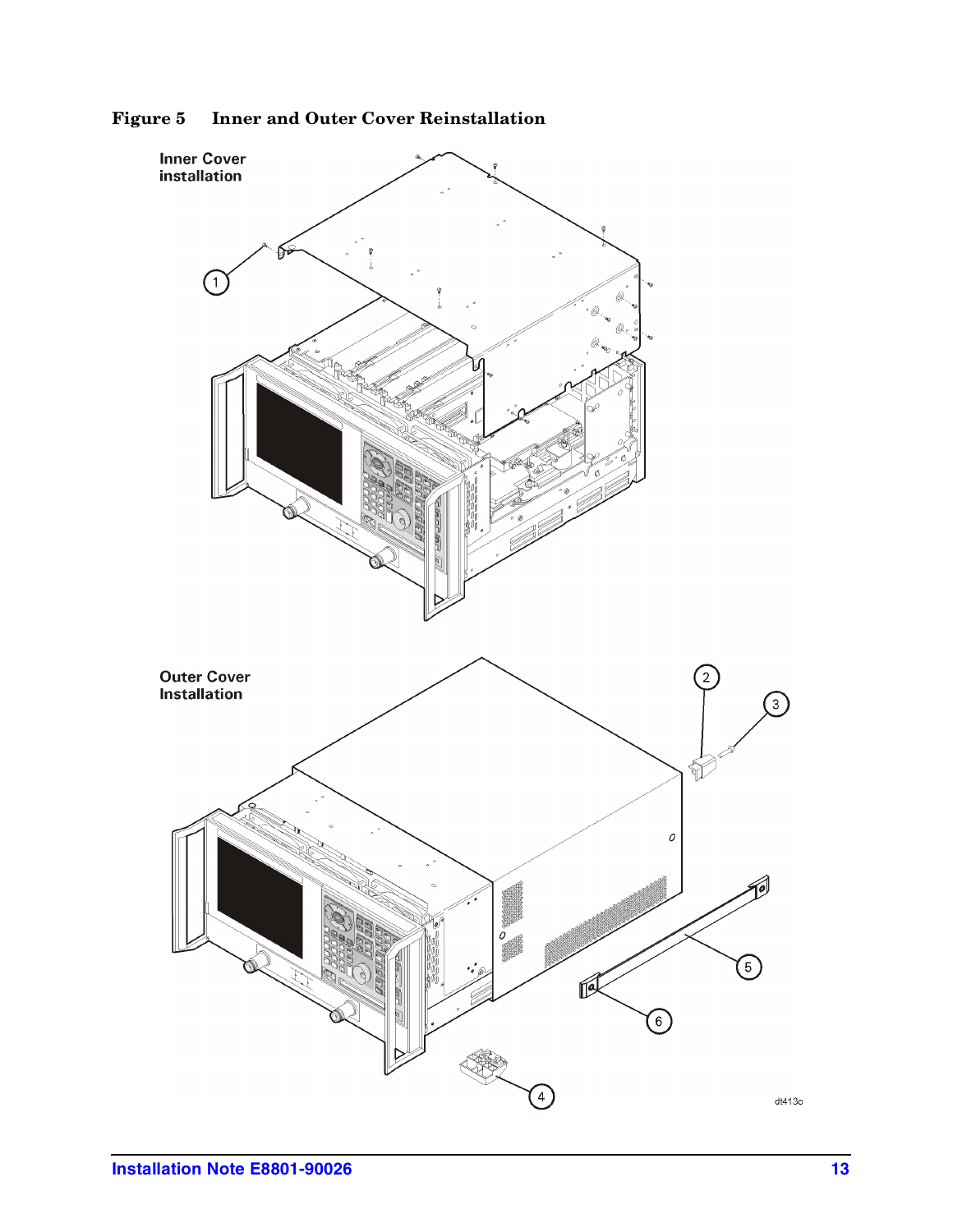**Figure 5 Inner and Outer Cover Reinstallation**

Inner Cover installation

1

Outer Cover Installation

2

3

4

5

6

dt413c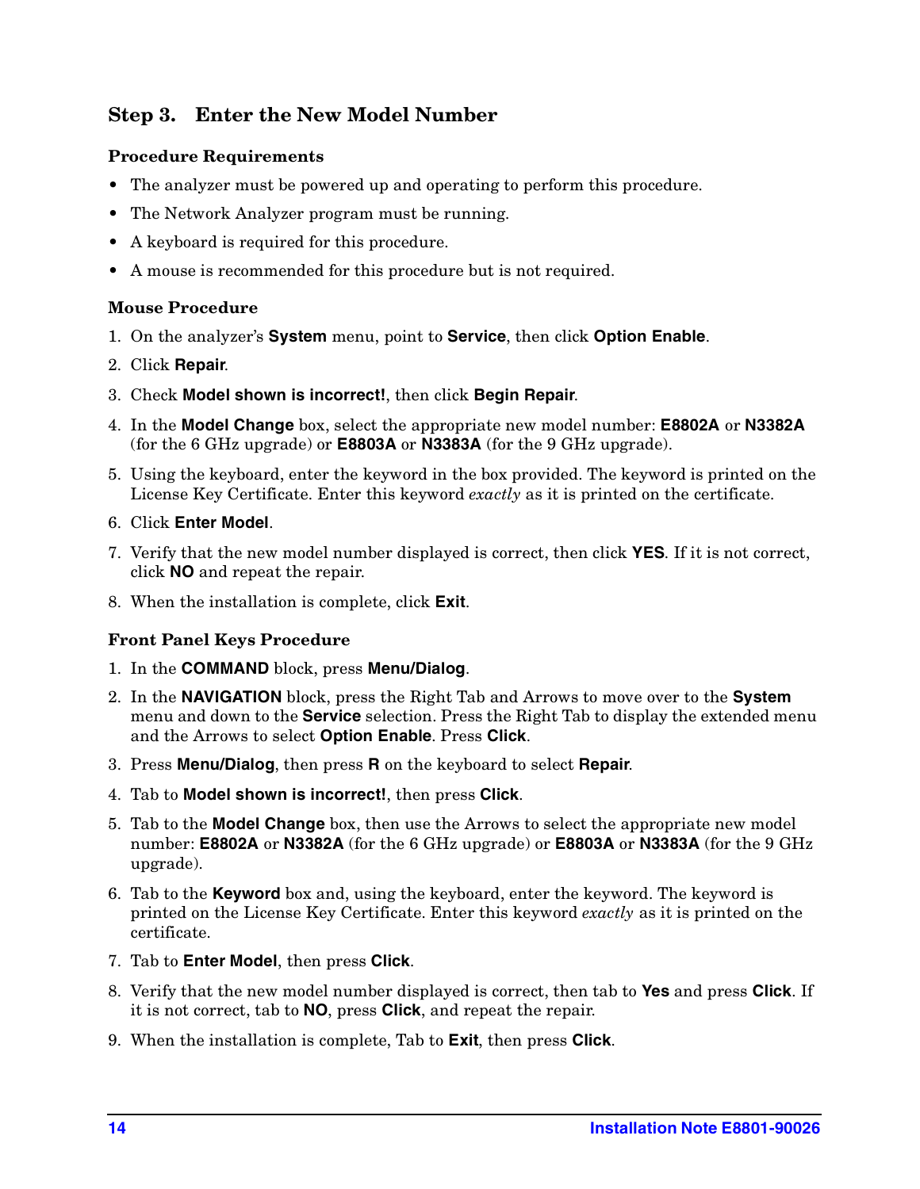## Step 3. Enter the New Model Number

### Procedure Requirements

- The analyzer must be powered up and operating to perform this procedure.
- The Network Analyzer program must be running.
- A keyboard is required for this procedure.
- A mouse is recommended for this procedure but is not required.

### Mouse Procedure

1. On the analyzer's **System** menu, point to **Service**, then click **Option Enable**.
2. Click **Repair**.
3. Check **Model shown is incorrect!**, then click **Begin Repair**.
4. In the **Model Change** box, select the appropriate new model number: **E8802A** or **N3382A** (for the 6 GHz upgrade) or **E8803A** or **N3383A** (for the 9 GHz upgrade).
5. Using the keyboard, enter the keyword in the box provided. The keyword is printed on the License Key Certificate. Enter this keyword *exactly* as it is printed on the certificate.
6. Click **Enter Model**.
7. Verify that the new model number displayed is correct, then click **YES**. If it is not correct, click **NO** and repeat the repair.
8. When the installation is complete, click **Exit**.

### Front Panel Keys Procedure

1. In the **COMMAND** block, press **Menu/Dialog**.
2. In the **NAVIGATION** block, press the Right Tab and Arrows to move over to the **System** menu and down to the **Service** selection. Press the Right Tab to display the extended menu and the Arrows to select **Option Enable**. Press **Click**.
3. Press **Menu/Dialog**, then press **R** on the keyboard to select **Repair**.
4. Tab to **Model shown is incorrect!**, then press **Click**.
5. Tab to the **Model Change** box, then use the Arrows to select the appropriate new model number: **E8802A** or **N3382A** (for the 6 GHz upgrade) or **E8803A** or **N3383A** (for the 9 GHz upgrade).
6. Tab to the **Keyword** box and, using the keyboard, enter the keyword. The keyword is printed on the License Key Certificate. Enter this keyword *exactly* as it is printed on the certificate.
7. Tab to **Enter Model**, then press **Click**.
8. Verify that the new model number displayed is correct, then tab to **Yes** and press **Click**. If it is not correct, tab to **NO**, press **Click**, and repeat the repair.
9. When the installation is complete, Tab to **Exit**, then press **Click**.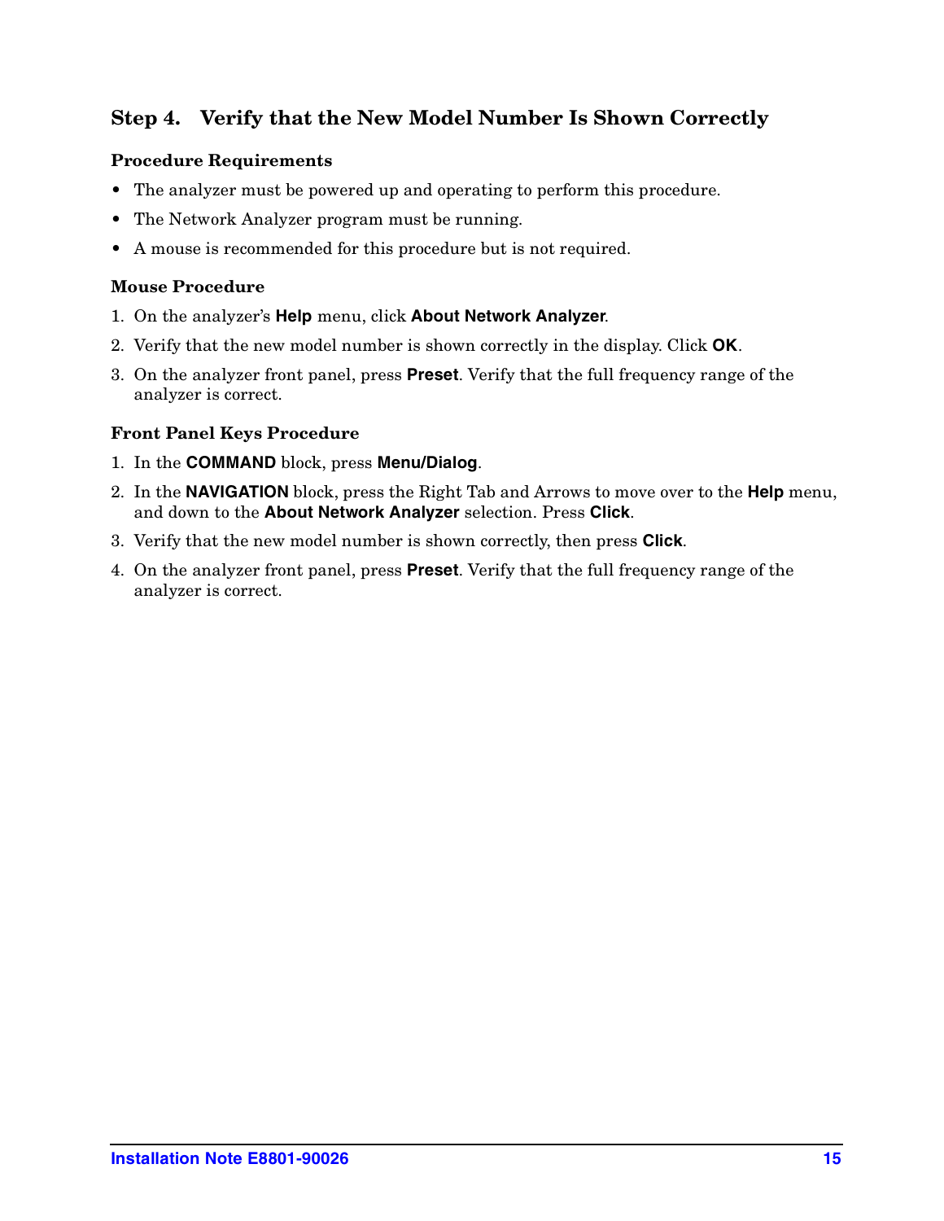## Step 4. Verify that the New Model Number Is Shown Correctly

### Procedure Requirements

- The analyzer must be powered up and operating to perform this procedure.
- The Network Analyzer program must be running.
- A mouse is recommended for this procedure but is not required.

### Mouse Procedure

1. On the analyzer's **Help** menu, click **About Network Analyzer**.
2. Verify that the new model number is shown correctly in the display. Click **OK**.
3. On the analyzer front panel, press **Preset**. Verify that the full frequency range of the analyzer is correct.

### Front Panel Keys Procedure

1. In the **COMMAND** block, press **Menu/Dialog**.
2. In the **NAVIGATION** block, press the Right Tab and Arrows to move over to the **Help** menu, and down to the **About Network Analyzer** selection. Press **Click**.
3. Verify that the new model number is shown correctly, then press **Click**.
4. On the analyzer front panel, press **Preset**. Verify that the full frequency range of the analyzer is correct.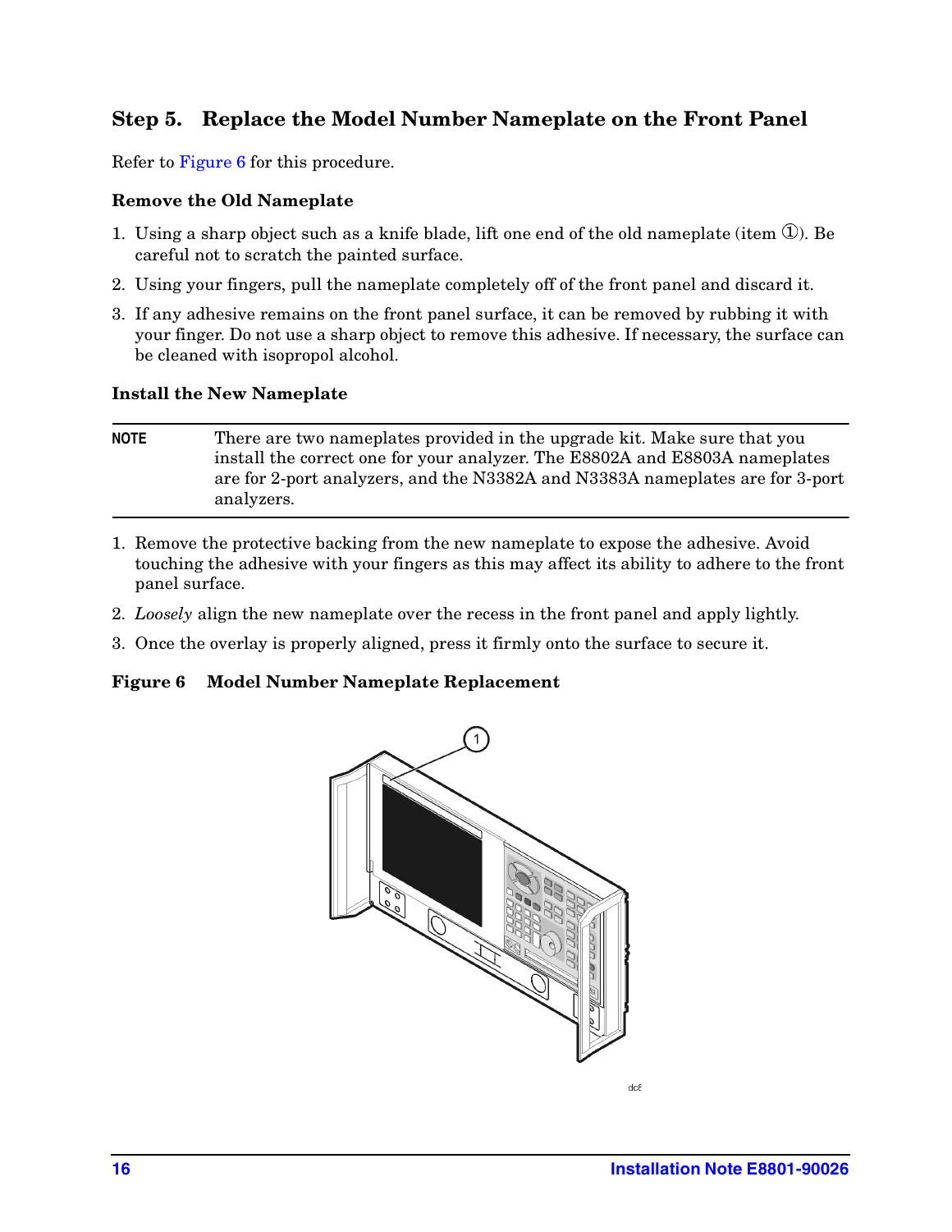## Step 5. Replace the Model Number Nameplate on the Front Panel

Refer to Figure 6 for this procedure.

### Remove the Old Nameplate

1. Using a sharp object such as a knife blade, lift one end of the old nameplate (item ①). Be careful not to scratch the painted surface.
2. Using your fingers, pull the nameplate completely off of the front panel and discard it.
3. If any adhesive remains on the front panel surface, it can be removed by rubbing it with your finger. Do not use a sharp object to remove this adhesive. If necessary, the surface can be cleaned with isopropol alcohol.

### Install the New Nameplate

**NOTE** There are two nameplates provided in the upgrade kit. Make sure that you install the correct one for your analyzer. The E8802A and E8803A nameplates are for 2-port analyzers, and the N3382A and N3383A nameplates are for 3-port analyzers.

1. Remove the protective backing from the new nameplate to expose the adhesive. Avoid touching the adhesive with your fingers as this may affect its ability to adhere to the front panel surface.
2. *Loosely* align the new nameplate over the recess in the front panel and apply lightly.
3. Once the overlay is properly aligned, press it firmly onto the surface to secure it.

**Figure 6 Model Number Nameplate Replacement**

1

dc8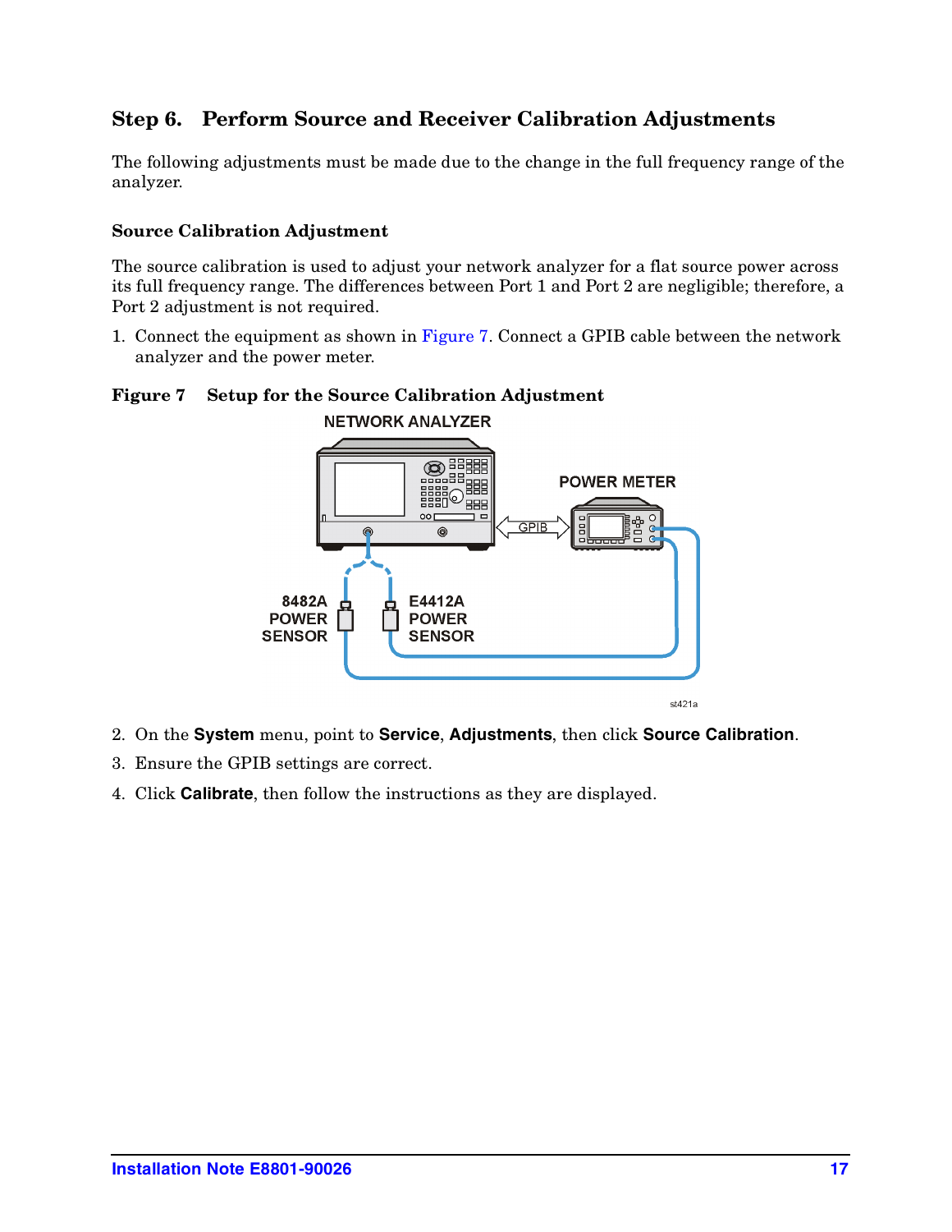## Step 6. Perform Source and Receiver Calibration Adjustments

The following adjustments must be made due to the change in the full frequency range of the analyzer.

### Source Calibration Adjustment

The source calibration is used to adjust your network analyzer for a flat source power across its full frequency range. The differences between Port 1 and Port 2 are negligible; therefore, a Port 2 adjustment is not required.

1. Connect the equipment as shown in Figure 7. Connect a GPIB cable between the network analyzer and the power meter.

**Figure 7 Setup for the Source Calibration Adjustment**

2. On the **System** menu, point to **Service**, **Adjustments**, then click **Source Calibration**.
3. Ensure the GPIB settings are correct.
4. Click **Calibrate**, then follow the instructions as they are displayed.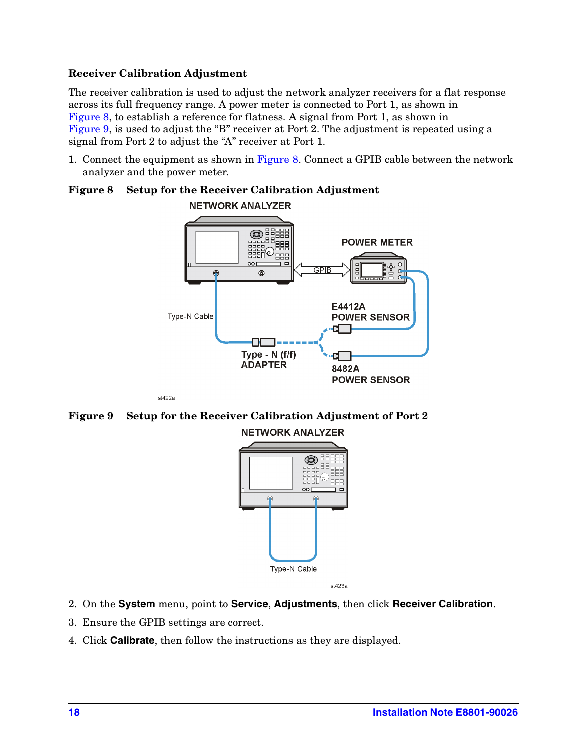### Receiver Calibration Adjustment

The receiver calibration is used to adjust the network analyzer receivers for a flat response across its full frequency range. A power meter is connected to Port 1, as shown in Figure 8, to establish a reference for flatness. A signal from Port 1, as shown in Figure 9, is used to adjust the "B" receiver at Port 2. The adjustment is repeated using a signal from Port 2 to adjust the "A" receiver at Port 1.

1. Connect the equipment as shown in Figure 8. Connect a GPIB cable between the network analyzer and the power meter.

**Figure 8 Setup for the Receiver Calibration Adjustment**

**Figure 9 Setup for the Receiver Calibration Adjustment of Port 2**

2. On the **System** menu, point to **Service**, **Adjustments**, then click **Receiver Calibration**.
3. Ensure the GPIB settings are correct.
4. Click **Calibrate**, then follow the instructions as they are displayed.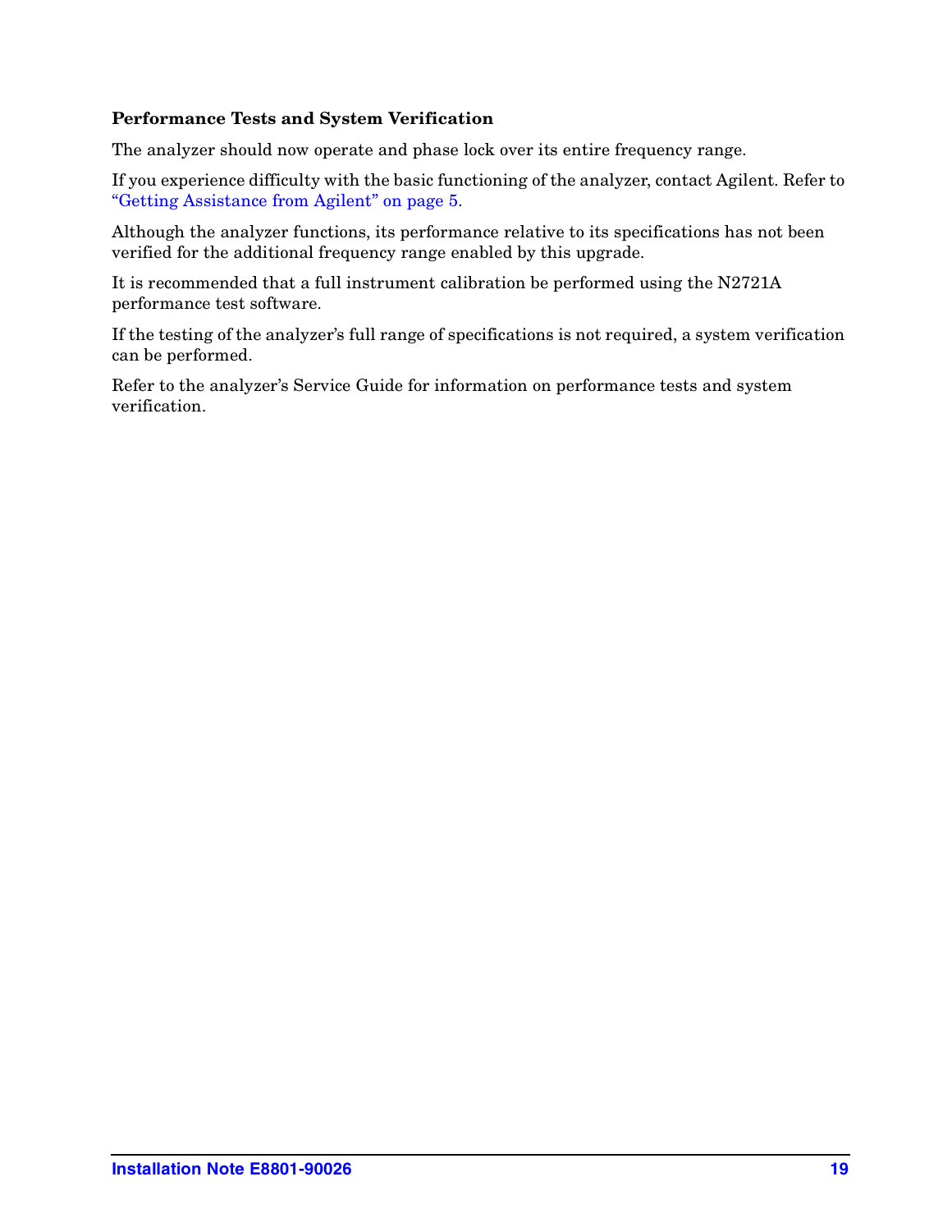### Performance Tests and System Verification

The analyzer should now operate and phase lock over its entire frequency range.

If you experience difficulty with the basic functioning of the analyzer, contact Agilent. Refer to "Getting Assistance from Agilent" on page 5.

Although the analyzer functions, its performance relative to its specifications has not been verified for the additional frequency range enabled by this upgrade.

It is recommended that a full instrument calibration be performed using the N2721A performance test software.

If the testing of the analyzer's full range of specifications is not required, a system verification can be performed.

Refer to the analyzer's Service Guide for information on performance tests and system verification.